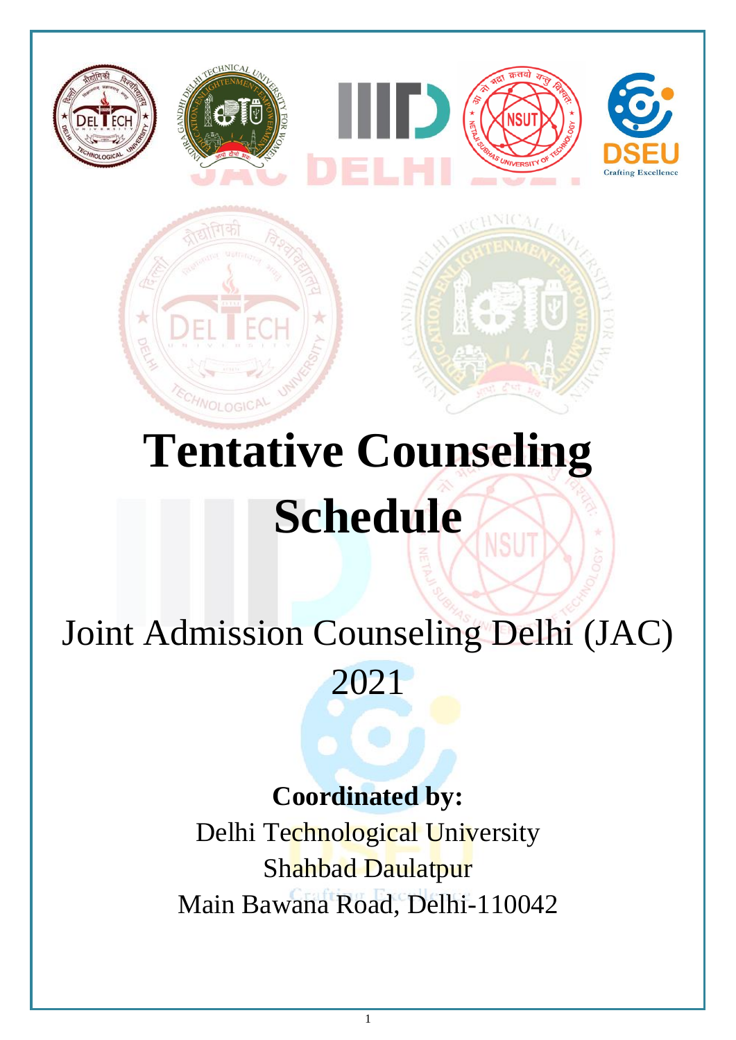# Tentative Counseling Schedule

## Joint Admission Counseling Delhi (JAC) 2021

**Coordinated by:**

Delhi Technological University
Shahbad Daulatpur
Main Bawana Road, Delhi-110042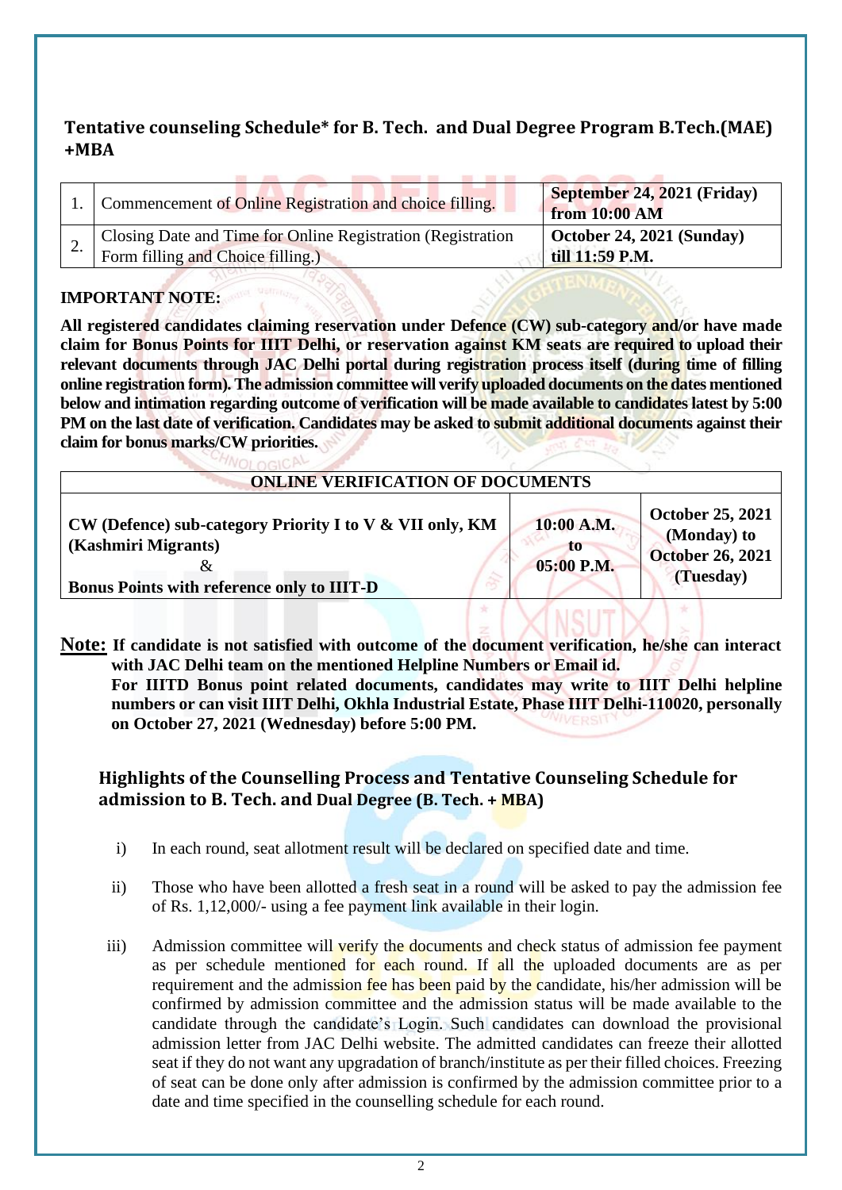## Tentative counseling Schedule* for B. Tech. and Dual Degree Program B.Tech.(MAE) +MBA

| | | |
|---|---|---|
| 1. | Commencement of Online Registration and choice filling. | **September 24, 2021 (Friday) from 10:00 AM** |
| 2. | Closing Date and Time for Online Registration (Registration Form filling and Choice filling.) | **October 24, 2021 (Sunday) till 11:59 P.M.** |

**IMPORTANT NOTE:**

**All registered candidates claiming reservation under Defence (CW) sub-category and/or have made claim for Bonus Points for IIIT Delhi, or reservation against KM seats are required to upload their relevant documents through JAC Delhi portal during registration process itself (during time of filling online registration form). The admission committee will verify uploaded documents on the dates mentioned below and intimation regarding outcome of verification will be made available to candidates latest by 5:00 PM on the last date of verification. Candidates may be asked to submit additional documents against their claim for bonus marks/CW priorities.**

| **ONLINE VERIFICATION OF DOCUMENTS** | | |
|---|---|---|
| **CW (Defence) sub-category Priority I to V & VII only, KM (Kashmiri Migrants)** & **Bonus Points with reference only to IIIT-D** | **10:00 A.M. to 05:00 P.M.** | **October 25, 2021 (Monday) to October 26, 2021 (Tuesday)** |

**Note:** **If candidate is not satisfied with outcome of the document verification, he/she can interact with JAC Delhi team on the mentioned Helpline Numbers or Email id.**
**For IIITD Bonus point related documents, candidates may write to IIIT Delhi helpline numbers or can visit IIIT Delhi, Okhla Industrial Estate, Phase IIIT Delhi-110020, personally on October 27, 2021 (Wednesday) before 5:00 PM.**

## Highlights of the Counselling Process and Tentative Counseling Schedule for admission to B. Tech. and Dual Degree (B. Tech. + MBA)

i) In each round, seat allotment result will be declared on specified date and time.

ii) Those who have been allotted a fresh seat in a round will be asked to pay the admission fee of Rs. 1,12,000/- using a fee payment link available in their login.

iii) Admission committee will verify the documents and check status of admission fee payment as per schedule mentioned for each round. If all the uploaded documents are as per requirement and the admission fee has been paid by the candidate, his/her admission will be confirmed by admission committee and the admission status will be made available to the candidate through the candidate's Login. Such candidates can download the provisional admission letter from JAC Delhi website. The admitted candidates can freeze their allotted seat if they do not want any upgradation of branch/institute as per their filled choices. Freezing of seat can be done only after admission is confirmed by the admission committee prior to a date and time specified in the counselling schedule for each round.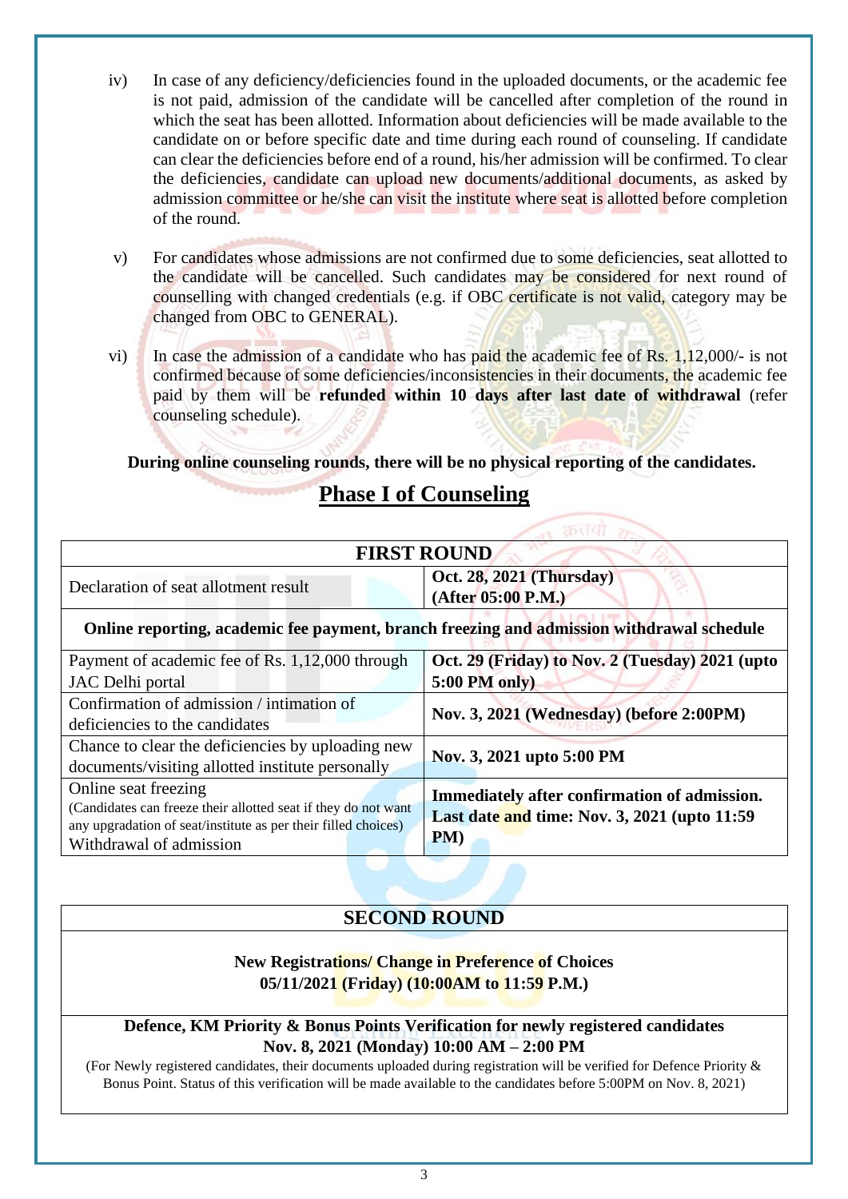iv) In case of any deficiency/deficiencies found in the uploaded documents, or the academic fee is not paid, admission of the candidate will be cancelled after completion of the round in which the seat has been allotted. Information about deficiencies will be made available to the candidate on or before specific date and time during each round of counseling. If candidate can clear the deficiencies before end of a round, his/her admission will be confirmed. To clear the deficiencies, candidate can upload new documents/additional documents, as asked by admission committee or he/she can visit the institute where seat is allotted before completion of the round.

v) For candidates whose admissions are not confirmed due to some deficiencies, seat allotted to the candidate will be cancelled. Such candidates may be considered for next round of counselling with changed credentials (e.g. if OBC certificate is not valid, category may be changed from OBC to GENERAL).

vi) In case the admission of a candidate who has paid the academic fee of Rs. 1,12,000/- is not confirmed because of some deficiencies/inconsistencies in their documents, the academic fee paid by them will be **refunded within 10 days after last date of withdrawal** (refer counseling schedule).

**During online counseling rounds, there will be no physical reporting of the candidates.**

## Phase I of Counseling

| **FIRST ROUND** | |
|---|---|
| Declaration of seat allotment result | **Oct. 28, 2021 (Thursday) (After 05:00 P.M.)** |
| **Online reporting, academic fee payment, branch freezing and admission withdrawal schedule** | |
| Payment of academic fee of Rs. 1,12,000 through JAC Delhi portal | **Oct. 29 (Friday) to Nov. 2 (Tuesday) 2021 (upto 5:00 PM only)** |
| Confirmation of admission / intimation of deficiencies to the candidates | **Nov. 3, 2021 (Wednesday) (before 2:00PM)** |
| Chance to clear the deficiencies by uploading new documents/visiting allotted institute personally | **Nov. 3, 2021 upto 5:00 PM** |
| Online seat freezing (Candidates can freeze their allotted seat if they do not want any upgradation of seat/institute as per their filled choices) Withdrawal of admission | **Immediately after confirmation of admission. Last date and time: Nov. 3, 2021 (upto 11:59 PM)** |

| **SECOND ROUND** |
|---|
| **New Registrations/ Change in Preference of Choices** **05/11/2021 (Friday) (10:00AM to 11:59 P.M.)** |
| **Defence, KM Priority & Bonus Points Verification for newly registered candidates** **Nov. 8, 2021 (Monday) 10:00 AM – 2:00 PM** (For Newly registered candidates, their documents uploaded during registration will be verified for Defence Priority & Bonus Point. Status of this verification will be made available to the candidates before 5:00PM on Nov. 8, 2021) |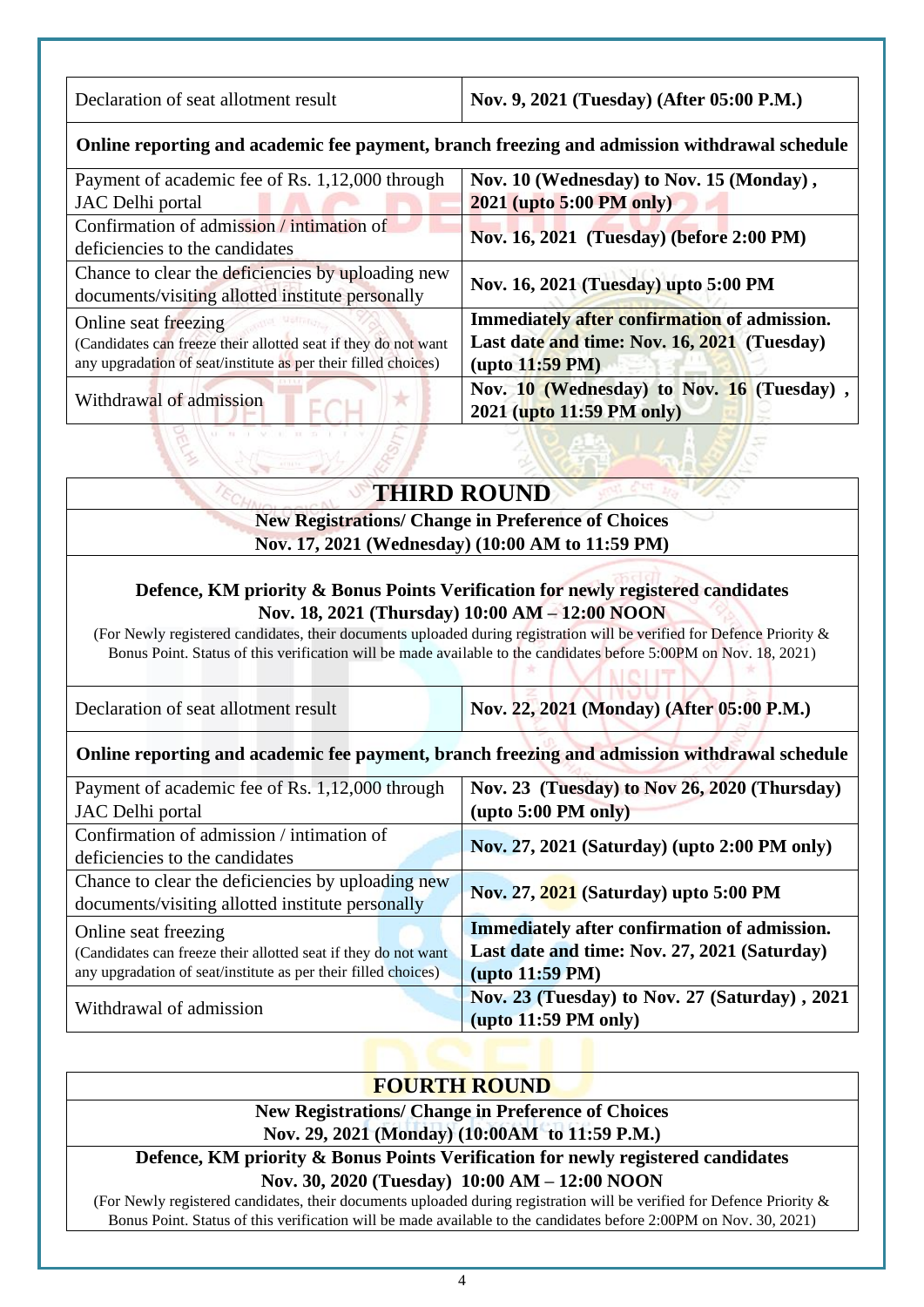| Declaration of seat allotment result | **Nov. 9, 2021 (Tuesday) (After 05:00 P.M.)** |
|---|---|

**Online reporting and academic fee payment, branch freezing and admission withdrawal schedule**

| | |
|---|---|
| Payment of academic fee of Rs. 1,12,000 through JAC Delhi portal | **Nov. 10 (Wednesday) to Nov. 15 (Monday), 2021 (upto 5:00 PM only)** |
| Confirmation of admission / intimation of deficiencies to the candidates | **Nov. 16, 2021 (Tuesday) (before 2:00 PM)** |
| Chance to clear the deficiencies by uploading new documents/visiting allotted institute personally | **Nov. 16, 2021 (Tuesday) upto 5:00 PM** |
| Online seat freezing (Candidates can freeze their allotted seat if they do not want any upgradation of seat/institute as per their filled choices) | **Immediately after confirmation of admission. Last date and time: Nov. 16, 2021 (Tuesday) (upto 11:59 PM)** |
| Withdrawal of admission | **Nov. 10 (Wednesday) to Nov. 16 (Tuesday), 2021 (upto 11:59 PM only)** |

## THIRD ROUND

**New Registrations/ Change in Preference of Choices**
**Nov. 17, 2021 (Wednesday) (10:00 AM to 11:59 PM)**

**Defence, KM priority & Bonus Points Verification for newly registered candidates**
**Nov. 18, 2021 (Thursday) 10:00 AM – 12:00 NOON**

(For Newly registered candidates, their documents uploaded during registration will be verified for Defence Priority & Bonus Point. Status of this verification will be made available to the candidates before 5:00PM on Nov. 18, 2021)

| Declaration of seat allotment result | **Nov. 22, 2021 (Monday) (After 05:00 P.M.)** |
|---|---|

**Online reporting and academic fee payment, branch freezing and admission withdrawal schedule**

| | |
|---|---|
| Payment of academic fee of Rs. 1,12,000 through JAC Delhi portal | **Nov. 23 (Tuesday) to Nov 26, 2020 (Thursday) (upto 5:00 PM only)** |
| Confirmation of admission / intimation of deficiencies to the candidates | **Nov. 27, 2021 (Saturday) (upto 2:00 PM only)** |
| Chance to clear the deficiencies by uploading new documents/visiting allotted institute personally | **Nov. 27, 2021 (Saturday) upto 5:00 PM** |
| Online seat freezing (Candidates can freeze their allotted seat if they do not want any upgradation of seat/institute as per their filled choices) | **Immediately after confirmation of admission. Last date and time: Nov. 27, 2021 (Saturday) (upto 11:59 PM)** |
| Withdrawal of admission | **Nov. 23 (Tuesday) to Nov. 27 (Saturday), 2021 (upto 11:59 PM only)** |

## FOURTH ROUND

**New Registrations/ Change in Preference of Choices**
**Nov. 29, 2021 (Monday) (10:00AM to 11:59 P.M.)**

**Defence, KM priority & Bonus Points Verification for newly registered candidates**
**Nov. 30, 2020 (Tuesday) 10:00 AM – 12:00 NOON**

(For Newly registered candidates, their documents uploaded during registration will be verified for Defence Priority & Bonus Point. Status of this verification will be made available to the candidates before 2:00PM on Nov. 30, 2021)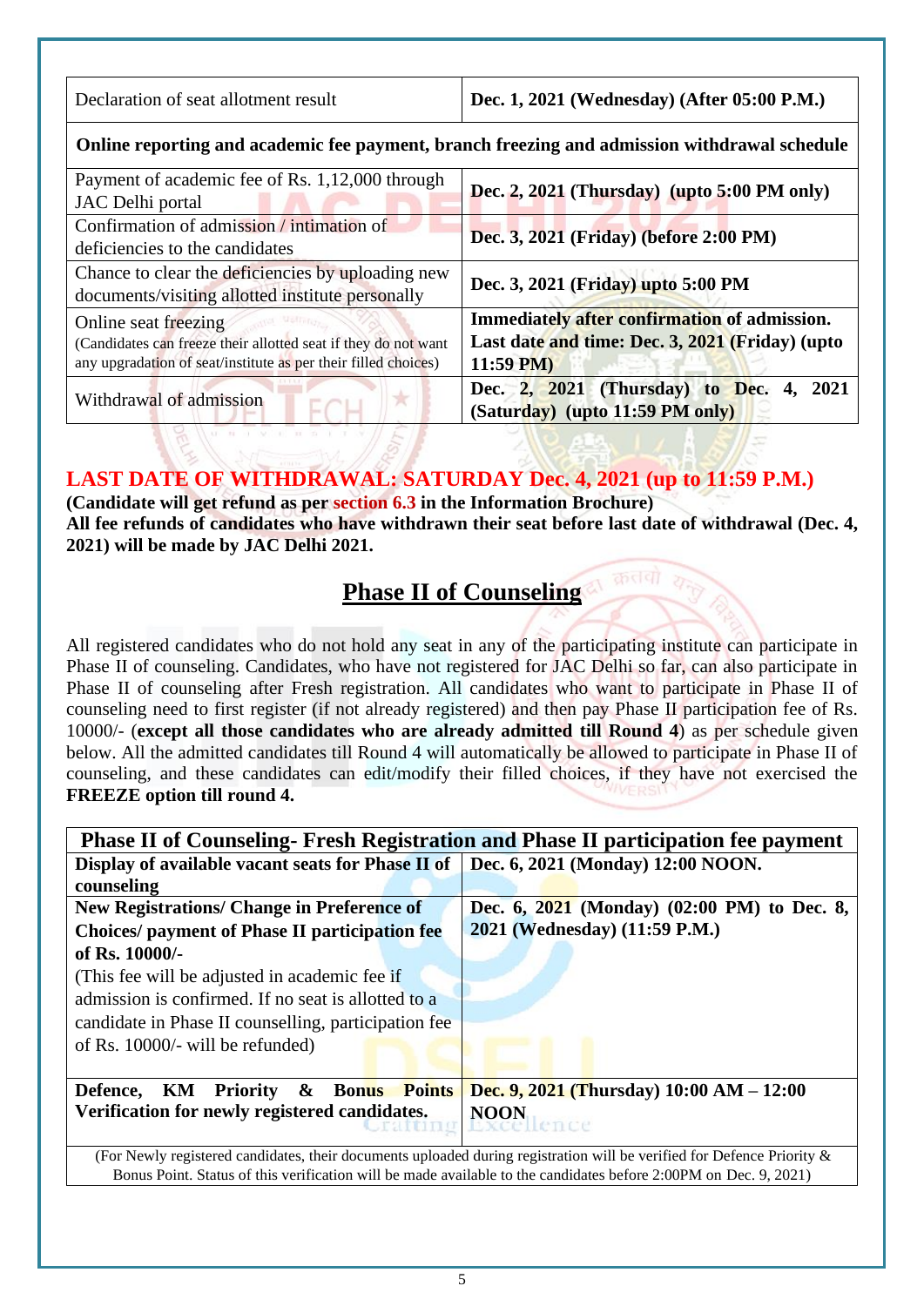| Declaration of seat allotment result | **Dec. 1, 2021 (Wednesday) (After 05:00 P.M.)** |
|---|---|
| **Online reporting and academic fee payment, branch freezing and admission withdrawal schedule** | |
| Payment of academic fee of Rs. 1,12,000 through JAC Delhi portal | **Dec. 2, 2021 (Thursday) (upto 5:00 PM only)** |
| Confirmation of admission / intimation of deficiencies to the candidates | **Dec. 3, 2021 (Friday) (before 2:00 PM)** |
| Chance to clear the deficiencies by uploading new documents/visiting allotted institute personally | **Dec. 3, 2021 (Friday) upto 5:00 PM** |
| Online seat freezing (Candidates can freeze their allotted seat if they do not want any upgradation of seat/institute as per their filled choices) | **Immediately after confirmation of admission. Last date and time: Dec. 3, 2021 (Friday) (upto 11:59 PM)** |
| Withdrawal of admission | **Dec. 2, 2021 (Thursday) to Dec. 4, 2021 (Saturday) (upto 11:59 PM only)** |

**LAST DATE OF WITHDRAWAL: SATURDAY Dec. 4, 2021 (up to 11:59 P.M.)**

**(Candidate will get refund as per section 6.3 in the Information Brochure)**

**All fee refunds of candidates who have withdrawn their seat before last date of withdrawal (Dec. 4, 2021) will be made by JAC Delhi 2021.**

## Phase II of Counseling

All registered candidates who do not hold any seat in any of the participating institute can participate in Phase II of counseling. Candidates, who have not registered for JAC Delhi so far, can also participate in Phase II of counseling after Fresh registration. All candidates who want to participate in Phase II of counseling need to first register (if not already registered) and then pay Phase II participation fee of Rs. 10000/- (**except all those candidates who are already admitted till Round 4**) as per schedule given below. All the admitted candidates till Round 4 will automatically be allowed to participate in Phase II of counseling, and these candidates can edit/modify their filled choices, if they have not exercised the **FREEZE option till round 4.**

| **Phase II of Counseling- Fresh Registration and Phase II participation fee payment** | |
|---|---|
| **Display of available vacant seats for Phase II of counseling** | **Dec. 6, 2021 (Monday) 12:00 NOON.** |
| **New Registrations/ Change in Preference of Choices/ payment of Phase II participation fee of Rs. 10000/-** (This fee will be adjusted in academic fee if admission is confirmed. If no seat is allotted to a candidate in Phase II counselling, participation fee of Rs. 10000/- will be refunded) | **Dec. 6, 2021 (Monday) (02:00 PM) to Dec. 8, 2021 (Wednesday) (11:59 P.M.)** |
| **Defence, KM Priority & Bonus Points Verification for newly registered candidates.** | **Dec. 9, 2021 (Thursday) 10:00 AM – 12:00 NOON** |
| (For Newly registered candidates, their documents uploaded during registration will be verified for Defence Priority & Bonus Point. Status of this verification will be made available to the candidates before 2:00PM on Dec. 9, 2021) | |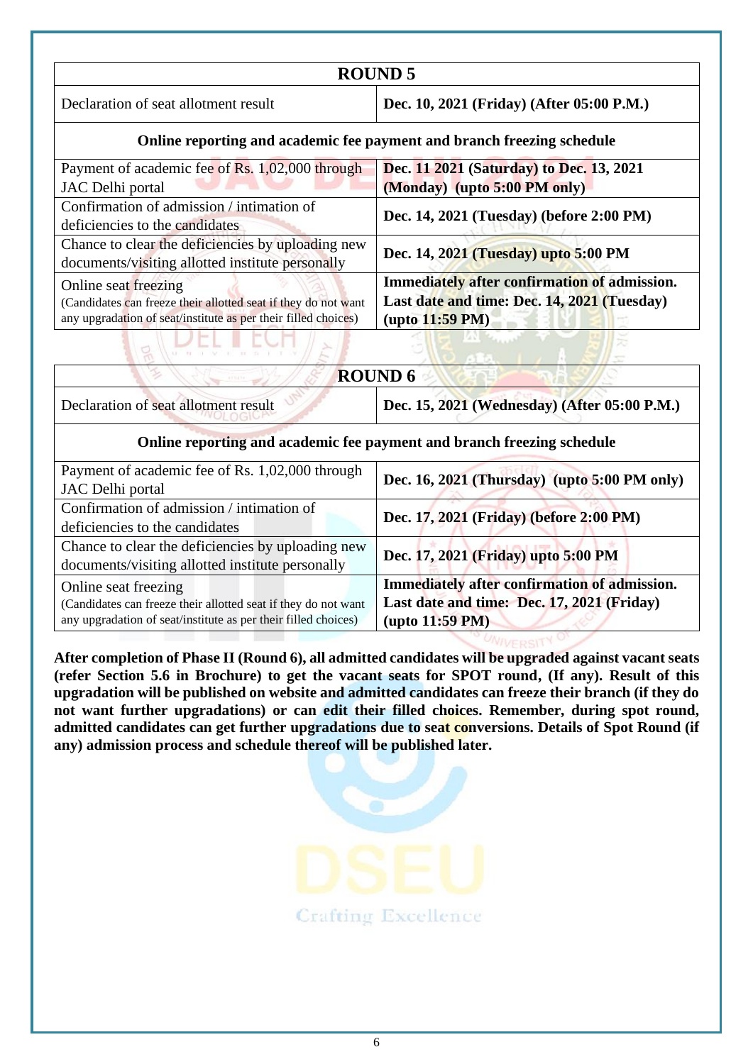| ROUND 5 | |
|---|---|
| Declaration of seat allotment result | **Dec. 10, 2021 (Friday) (After 05:00 P.M.)** |
| **Online reporting and academic fee payment and branch freezing schedule** | |
| Payment of academic fee of Rs. 1,02,000 through JAC Delhi portal | **Dec. 11 2021 (Saturday) to Dec. 13, 2021 (Monday) (upto 5:00 PM only)** |
| Confirmation of admission / intimation of deficiencies to the candidates | **Dec. 14, 2021 (Tuesday) (before 2:00 PM)** |
| Chance to clear the deficiencies by uploading new documents/visiting allotted institute personally | **Dec. 14, 2021 (Tuesday) upto 5:00 PM** |
| Online seat freezing (Candidates can freeze their allotted seat if they do not want any upgradation of seat/institute as per their filled choices) | **Immediately after confirmation of admission. Last date and time: Dec. 14, 2021 (Tuesday) (upto 11:59 PM)** |

| ROUND 6 | |
|---|---|
| Declaration of seat allotment result | **Dec. 15, 2021 (Wednesday) (After 05:00 P.M.)** |
| **Online reporting and academic fee payment and branch freezing schedule** | |
| Payment of academic fee of Rs. 1,02,000 through JAC Delhi portal | **Dec. 16, 2021 (Thursday) (upto 5:00 PM only)** |
| Confirmation of admission / intimation of deficiencies to the candidates | **Dec. 17, 2021 (Friday) (before 2:00 PM)** |
| Chance to clear the deficiencies by uploading new documents/visiting allotted institute personally | **Dec. 17, 2021 (Friday) upto 5:00 PM** |
| Online seat freezing (Candidates can freeze their allotted seat if they do not want any upgradation of seat/institute as per their filled choices) | **Immediately after confirmation of admission. Last date and time: Dec. 17, 2021 (Friday) (upto 11:59 PM)** |

**After completion of Phase II (Round 6), all admitted candidates will be upgraded against vacant seats (refer Section 5.6 in Brochure) to get the vacant seats for SPOT round, (If any). Result of this upgradation will be published on website and admitted candidates can freeze their branch (if they do not want further upgradations) or can edit their filled choices. Remember, during spot round, admitted candidates can get further upgradations due to seat conversions. Details of Spot Round (if any) admission process and schedule thereof will be published later.**